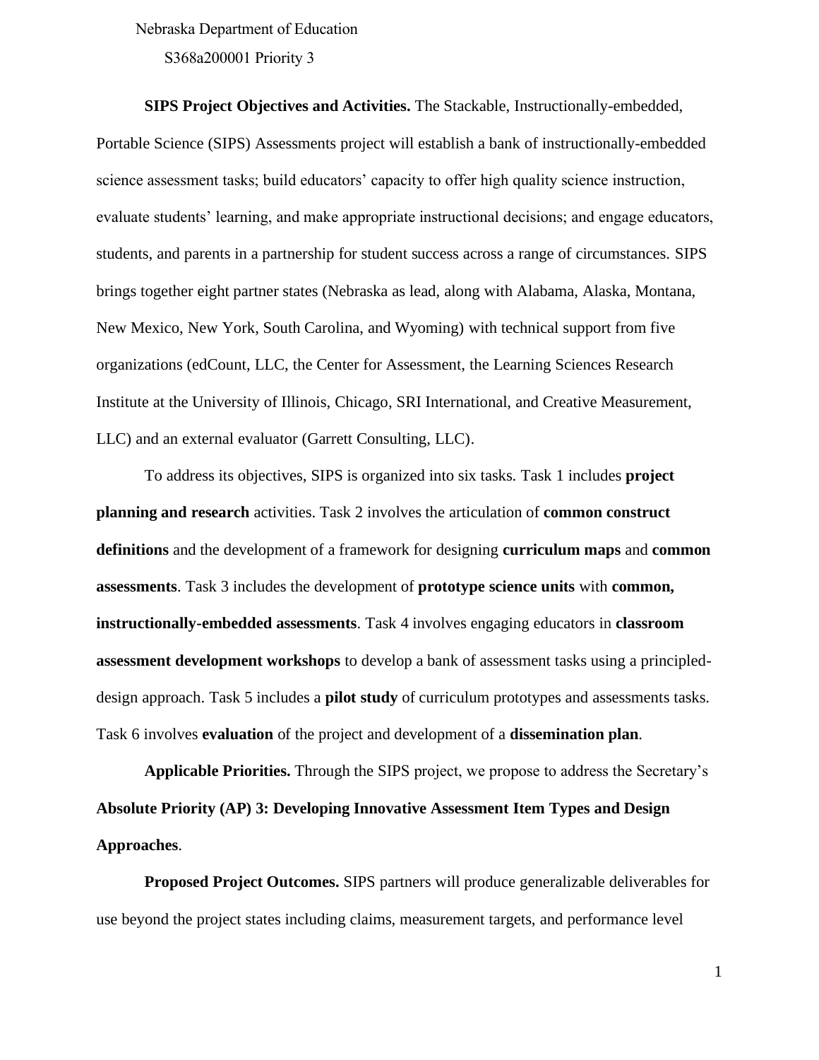**SIPS Project Objectives and Activities.** The Stackable, Instructionally-embedded, Portable Science (SIPS) Assessments project will establish a bank of instructionally-embedded science assessment tasks; build educators' capacity to offer high quality science instruction, evaluate students' learning, and make appropriate instructional decisions; and engage educators, students, and parents in a partnership for student success across a range of circumstances. SIPS brings together eight partner states (Nebraska as lead, along with Alabama, Alaska, Montana, New Mexico, New York, South Carolina, and Wyoming) with technical support from five organizations (edCount, LLC, the Center for Assessment, the Learning Sciences Research Institute at the University of Illinois, Chicago, SRI International, and Creative Measurement, LLC) and an external evaluator (Garrett Consulting, LLC).

To address its objectives, SIPS is organized into six tasks. Task 1 includes **project planning and research** activities. Task 2 involves the articulation of **common construct definitions** and the development of a framework for designing **curriculum maps** and **common assessments**. Task 3 includes the development of **prototype science units** with **common, instructionally-embedded assessments**. Task 4 involves engaging educators in **classroom assessment development workshops** to develop a bank of assessment tasks using a principled-design approach. Task 5 includes a **pilot study** of curriculum prototypes and assessments tasks. Task 6 involves **evaluation** of the project and development of a **dissemination plan**.

**Applicable Priorities.** Through the SIPS project, we propose to address the Secretary's **Absolute Priority (AP) 3: Developing Innovative Assessment Item Types and Design Approaches**.

**Proposed Project Outcomes.** SIPS partners will produce generalizable deliverables for use beyond the project states including claims, measurement targets, and performance level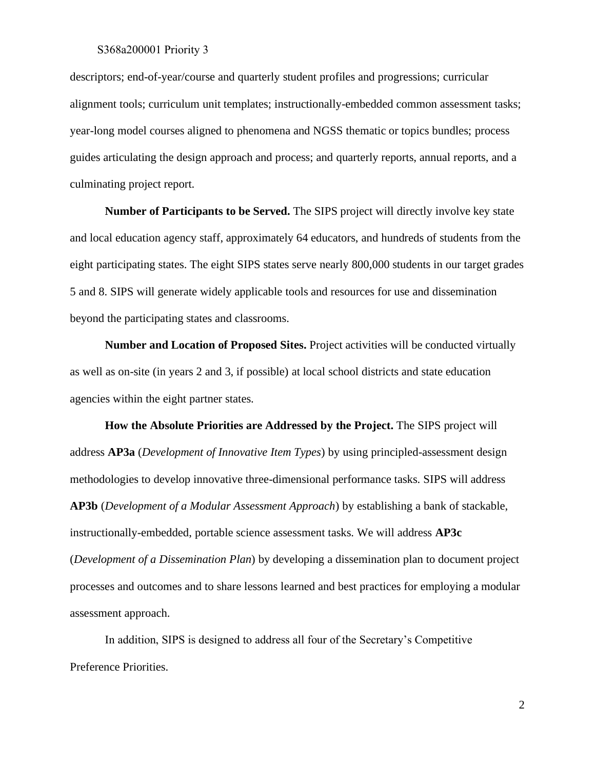descriptors; end-of-year/course and quarterly student profiles and progressions; curricular alignment tools; curriculum unit templates; instructionally-embedded common assessment tasks; year-long model courses aligned to phenomena and NGSS thematic or topics bundles; process guides articulating the design approach and process; and quarterly reports, annual reports, and a culminating project report.

**Number of Participants to be Served.** The SIPS project will directly involve key state and local education agency staff, approximately 64 educators, and hundreds of students from the eight participating states. The eight SIPS states serve nearly 800,000 students in our target grades 5 and 8. SIPS will generate widely applicable tools and resources for use and dissemination beyond the participating states and classrooms.

**Number and Location of Proposed Sites.** Project activities will be conducted virtually as well as on-site (in years 2 and 3, if possible) at local school districts and state education agencies within the eight partner states.

**How the Absolute Priorities are Addressed by the Project.** The SIPS project will address **AP3a** (*Development of Innovative Item Types*) by using principled-assessment design methodologies to develop innovative three-dimensional performance tasks. SIPS will address **AP3b** (*Development of a Modular Assessment Approach*) by establishing a bank of stackable, instructionally-embedded, portable science assessment tasks. We will address **AP3c** (*Development of a Dissemination Plan*) by developing a dissemination plan to document project processes and outcomes and to share lessons learned and best practices for employing a modular assessment approach.

In addition, SIPS is designed to address all four of the Secretary's Competitive Preference Priorities.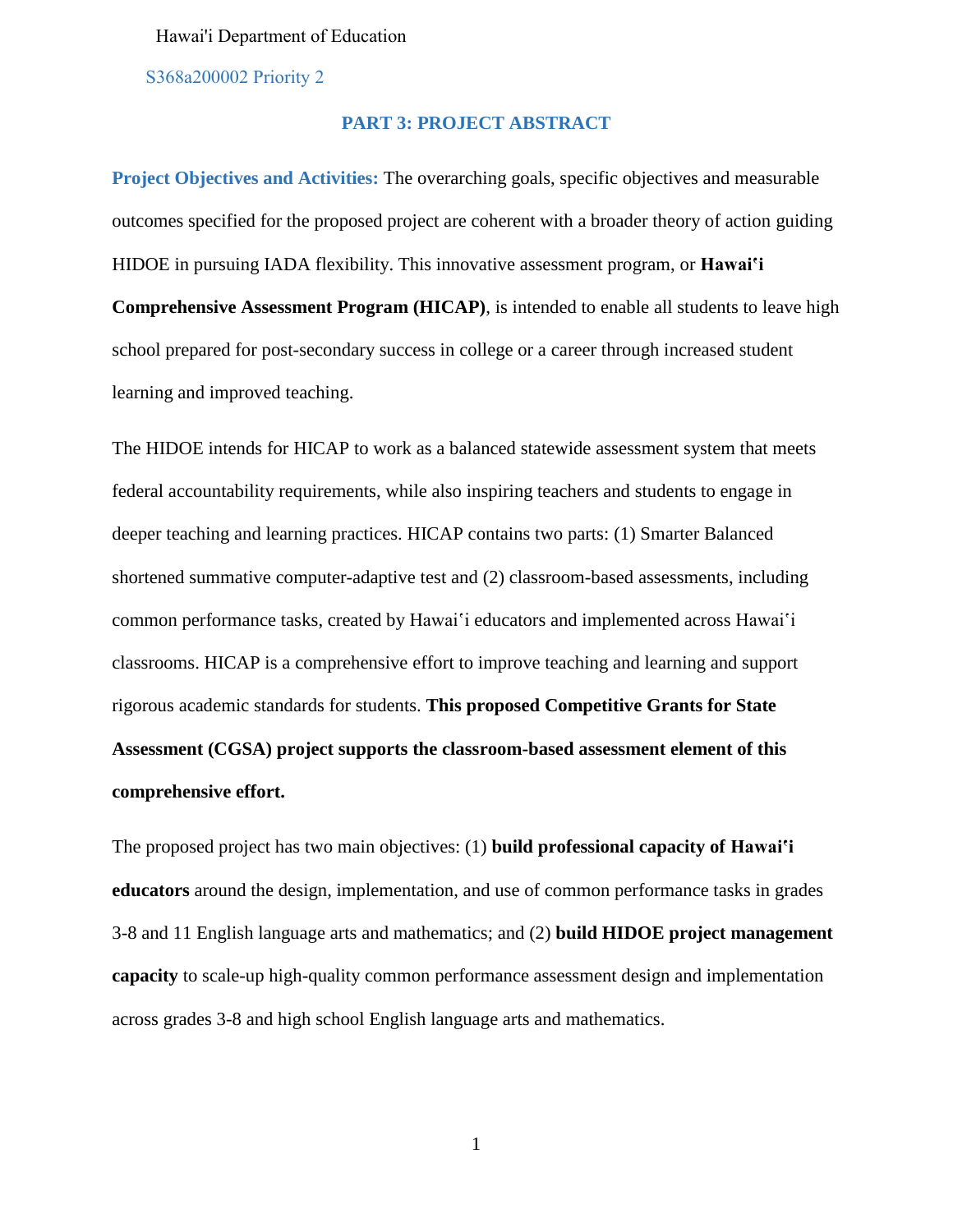Hawai'i Department of Education

S368a200002 Priority 2

## PART 3: PROJECT ABSTRACT

**Project Objectives and Activities:** The overarching goals, specific objectives and measurable outcomes specified for the proposed project are coherent with a broader theory of action guiding HIDOE in pursuing IADA flexibility. This innovative assessment program, or **Hawaiʻi Comprehensive Assessment Program (HICAP)**, is intended to enable all students to leave high school prepared for post-secondary success in college or a career through increased student learning and improved teaching.

The HIDOE intends for HICAP to work as a balanced statewide assessment system that meets federal accountability requirements, while also inspiring teachers and students to engage in deeper teaching and learning practices. HICAP contains two parts: (1) Smarter Balanced shortened summative computer-adaptive test and (2) classroom-based assessments, including common performance tasks, created by Hawaiʻi educators and implemented across Hawaiʻi classrooms. HICAP is a comprehensive effort to improve teaching and learning and support rigorous academic standards for students. **This proposed Competitive Grants for State Assessment (CGSA) project supports the classroom-based assessment element of this comprehensive effort.**

The proposed project has two main objectives: (1) **build professional capacity of Hawaiʻi educators** around the design, implementation, and use of common performance tasks in grades 3-8 and 11 English language arts and mathematics; and (2) **build HIDOE project management capacity** to scale-up high-quality common performance assessment design and implementation across grades 3-8 and high school English language arts and mathematics.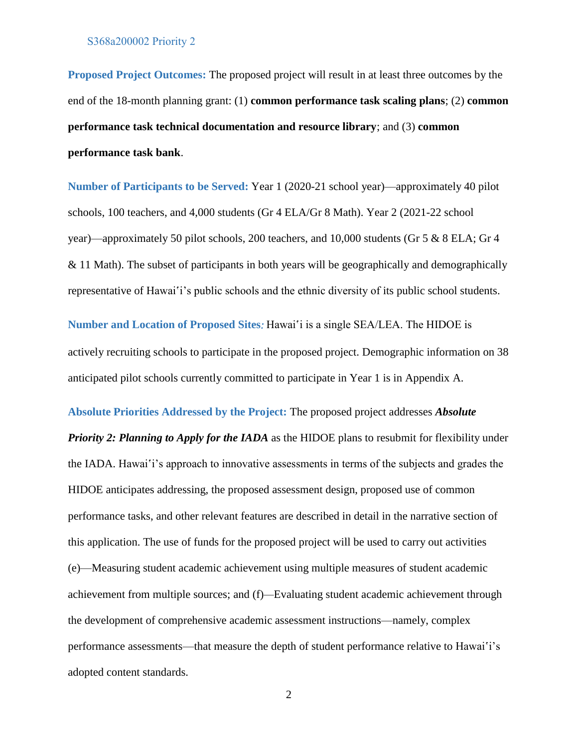**Proposed Project Outcomes:** The proposed project will result in at least three outcomes by the end of the 18-month planning grant: (1) **common performance task scaling plans**; (2) **common performance task technical documentation and resource library**; and (3) **common performance task bank**.

**Number of Participants to be Served:** Year 1 (2020-21 school year)—approximately 40 pilot schools, 100 teachers, and 4,000 students (Gr 4 ELA/Gr 8 Math). Year 2 (2021-22 school year)—approximately 50 pilot schools, 200 teachers, and 10,000 students (Gr 5 & 8 ELA; Gr 4 & 11 Math). The subset of participants in both years will be geographically and demographically representative of Hawaiʻi's public schools and the ethnic diversity of its public school students.

**Number and Location of Proposed Sites*:*** Hawaiʻi is a single SEA/LEA. The HIDOE is actively recruiting schools to participate in the proposed project. Demographic information on 38 anticipated pilot schools currently committed to participate in Year 1 is in Appendix A.

**Absolute Priorities Addressed by the Project:** The proposed project addresses ***Absolute Priority 2: Planning to Apply for the IADA*** as the HIDOE plans to resubmit for flexibility under the IADA. Hawaiʻi's approach to innovative assessments in terms of the subjects and grades the HIDOE anticipates addressing, the proposed assessment design, proposed use of common performance tasks, and other relevant features are described in detail in the narrative section of this application. The use of funds for the proposed project will be used to carry out activities (e)—Measuring student academic achievement using multiple measures of student academic achievement from multiple sources; and (f)—Evaluating student academic achievement through the development of comprehensive academic assessment instructions—namely, complex performance assessments—that measure the depth of student performance relative to Hawaiʻi's adopted content standards.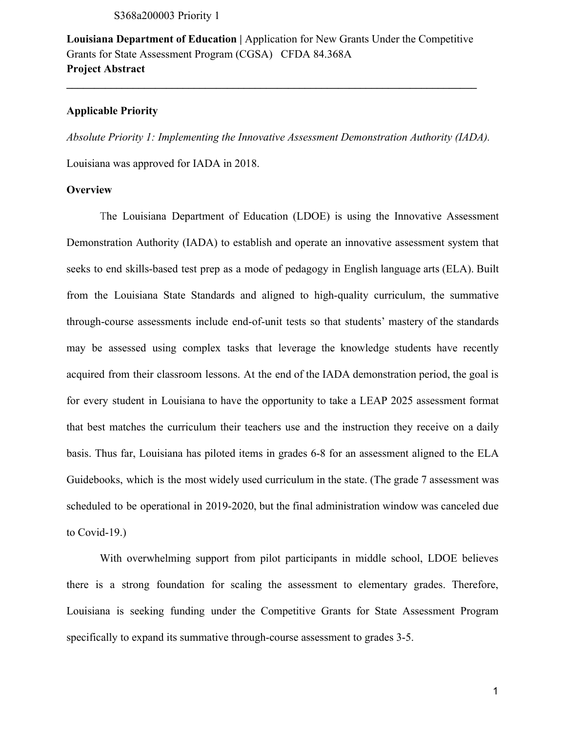**Louisiana Department of Education |** Application for New Grants Under the Competitive Grants for State Assessment Program (CGSA) CFDA 84.368A
**Project Abstract**

---

**Applicable Priority**

*Absolute Priority 1: Implementing the Innovative Assessment Demonstration Authority (IADA).*

Louisiana was approved for IADA in 2018.

**Overview**

The Louisiana Department of Education (LDOE) is using the Innovative Assessment Demonstration Authority (IADA) to establish and operate an innovative assessment system that seeks to end skills-based test prep as a mode of pedagogy in English language arts (ELA). Built from the Louisiana State Standards and aligned to high-quality curriculum, the summative through-course assessments include end-of-unit tests so that students' mastery of the standards may be assessed using complex tasks that leverage the knowledge students have recently acquired from their classroom lessons. At the end of the IADA demonstration period, the goal is for every student in Louisiana to have the opportunity to take a LEAP 2025 assessment format that best matches the curriculum their teachers use and the instruction they receive on a daily basis. Thus far, Louisiana has piloted items in grades 6-8 for an assessment aligned to the ELA Guidebooks, which is the most widely used curriculum in the state. (The grade 7 assessment was scheduled to be operational in 2019-2020, but the final administration window was canceled due to Covid-19.)

With overwhelming support from pilot participants in middle school, LDOE believes there is a strong foundation for scaling the assessment to elementary grades. Therefore, Louisiana is seeking funding under the Competitive Grants for State Assessment Program specifically to expand its summative through-course assessment to grades 3-5.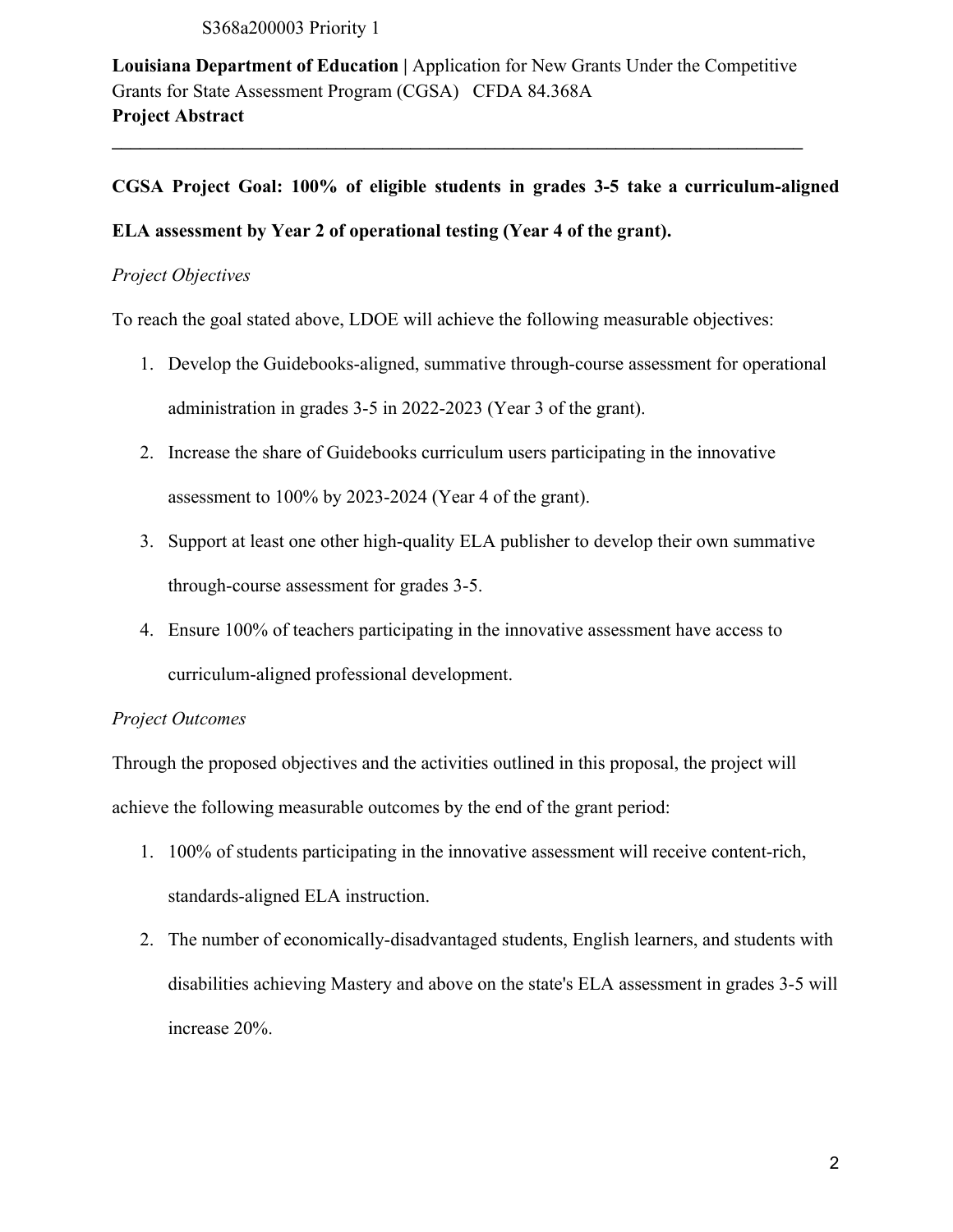**Louisiana Department of Education |** Application for New Grants Under the Competitive Grants for State Assessment Program (CGSA) CFDA 84.368A
**Project Abstract**

---

**CGSA Project Goal: 100% of eligible students in grades 3-5 take a curriculum-aligned ELA assessment by Year 2 of operational testing (Year 4 of the grant).**

*Project Objectives*

To reach the goal stated above, LDOE will achieve the following measurable objectives:

1. Develop the Guidebooks-aligned, summative through-course assessment for operational administration in grades 3-5 in 2022-2023 (Year 3 of the grant).
2. Increase the share of Guidebooks curriculum users participating in the innovative assessment to 100% by 2023-2024 (Year 4 of the grant).
3. Support at least one other high-quality ELA publisher to develop their own summative through-course assessment for grades 3-5.
4. Ensure 100% of teachers participating in the innovative assessment have access to curriculum-aligned professional development.

*Project Outcomes*

Through the proposed objectives and the activities outlined in this proposal, the project will achieve the following measurable outcomes by the end of the grant period:

1. 100% of students participating in the innovative assessment will receive content-rich, standards-aligned ELA instruction.
2. The number of economically-disadvantaged students, English learners, and students with disabilities achieving Mastery and above on the state's ELA assessment in grades 3-5 will increase 20%.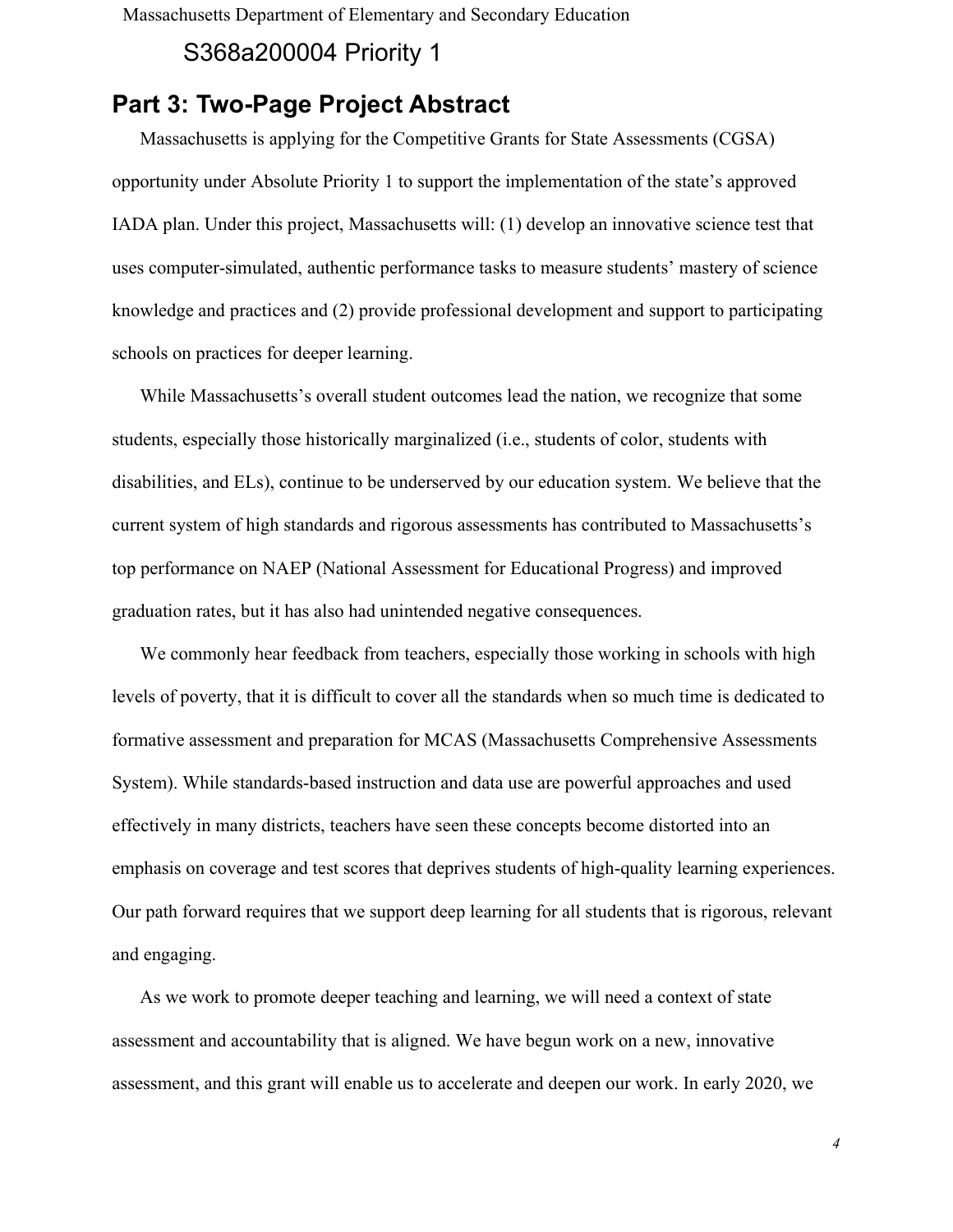## Part 3: Two-Page Project Abstract

Massachusetts is applying for the Competitive Grants for State Assessments (CGSA) opportunity under Absolute Priority 1 to support the implementation of the state's approved IADA plan. Under this project, Massachusetts will: (1) develop an innovative science test that uses computer-simulated, authentic performance tasks to measure students' mastery of science knowledge and practices and (2) provide professional development and support to participating schools on practices for deeper learning.

While Massachusetts's overall student outcomes lead the nation, we recognize that some students, especially those historically marginalized (i.e., students of color, students with disabilities, and ELs), continue to be underserved by our education system. We believe that the current system of high standards and rigorous assessments has contributed to Massachusetts's top performance on NAEP (National Assessment for Educational Progress) and improved graduation rates, but it has also had unintended negative consequences.

We commonly hear feedback from teachers, especially those working in schools with high levels of poverty, that it is difficult to cover all the standards when so much time is dedicated to formative assessment and preparation for MCAS (Massachusetts Comprehensive Assessments System). While standards-based instruction and data use are powerful approaches and used effectively in many districts, teachers have seen these concepts become distorted into an emphasis on coverage and test scores that deprives students of high-quality learning experiences. Our path forward requires that we support deep learning for all students that is rigorous, relevant and engaging.

As we work to promote deeper teaching and learning, we will need a context of state assessment and accountability that is aligned. We have begun work on a new, innovative assessment, and this grant will enable us to accelerate and deepen our work. In early 2020, we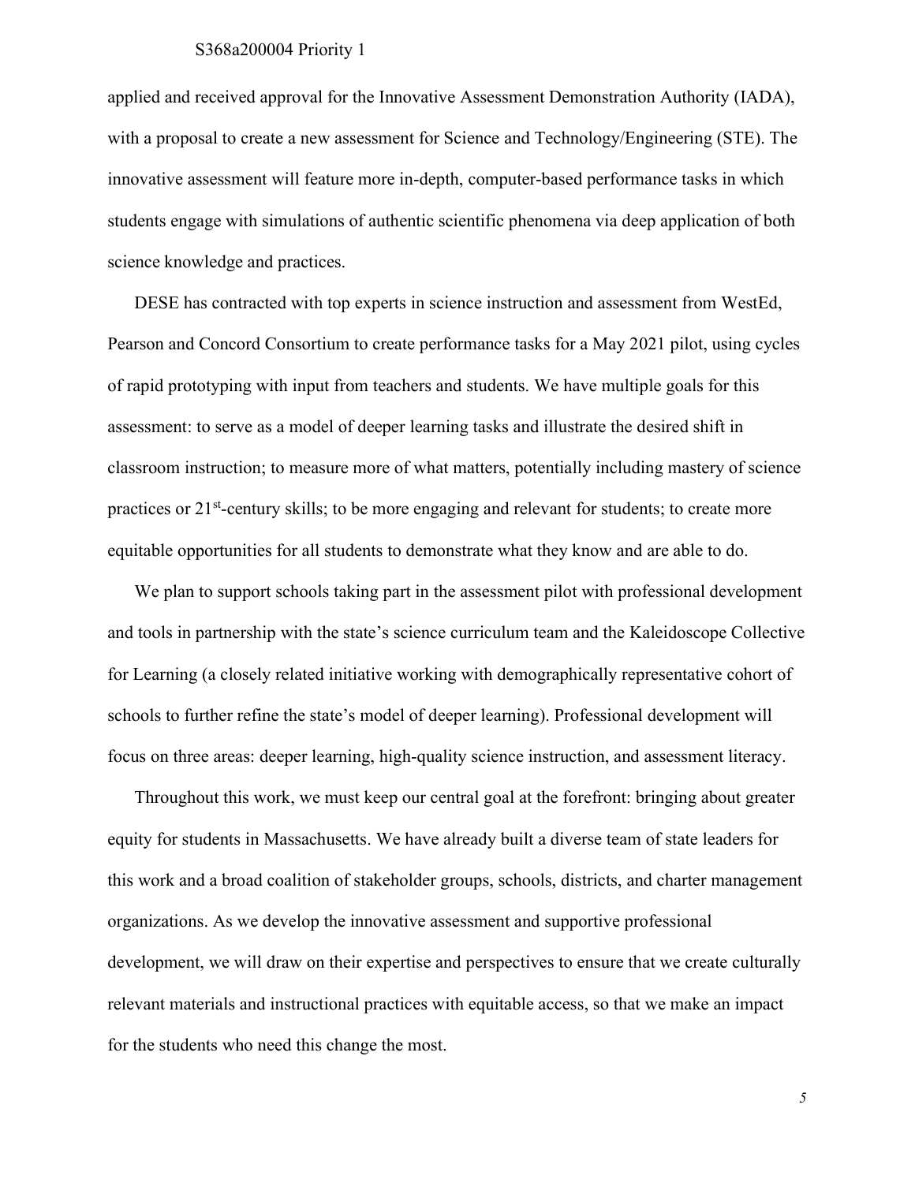applied and received approval for the Innovative Assessment Demonstration Authority (IADA), with a proposal to create a new assessment for Science and Technology/Engineering (STE). The innovative assessment will feature more in-depth, computer-based performance tasks in which students engage with simulations of authentic scientific phenomena via deep application of both science knowledge and practices.

DESE has contracted with top experts in science instruction and assessment from WestEd, Pearson and Concord Consortium to create performance tasks for a May 2021 pilot, using cycles of rapid prototyping with input from teachers and students. We have multiple goals for this assessment: to serve as a model of deeper learning tasks and illustrate the desired shift in classroom instruction; to measure more of what matters, potentially including mastery of science practices or 21st-century skills; to be more engaging and relevant for students; to create more equitable opportunities for all students to demonstrate what they know and are able to do.

We plan to support schools taking part in the assessment pilot with professional development and tools in partnership with the state's science curriculum team and the Kaleidoscope Collective for Learning (a closely related initiative working with demographically representative cohort of schools to further refine the state's model of deeper learning). Professional development will focus on three areas: deeper learning, high-quality science instruction, and assessment literacy.

Throughout this work, we must keep our central goal at the forefront: bringing about greater equity for students in Massachusetts. We have already built a diverse team of state leaders for this work and a broad coalition of stakeholder groups, schools, districts, and charter management organizations. As we develop the innovative assessment and supportive professional development, we will draw on their expertise and perspectives to ensure that we create culturally relevant materials and instructional practices with equitable access, so that we make an impact for the students who need this change the most.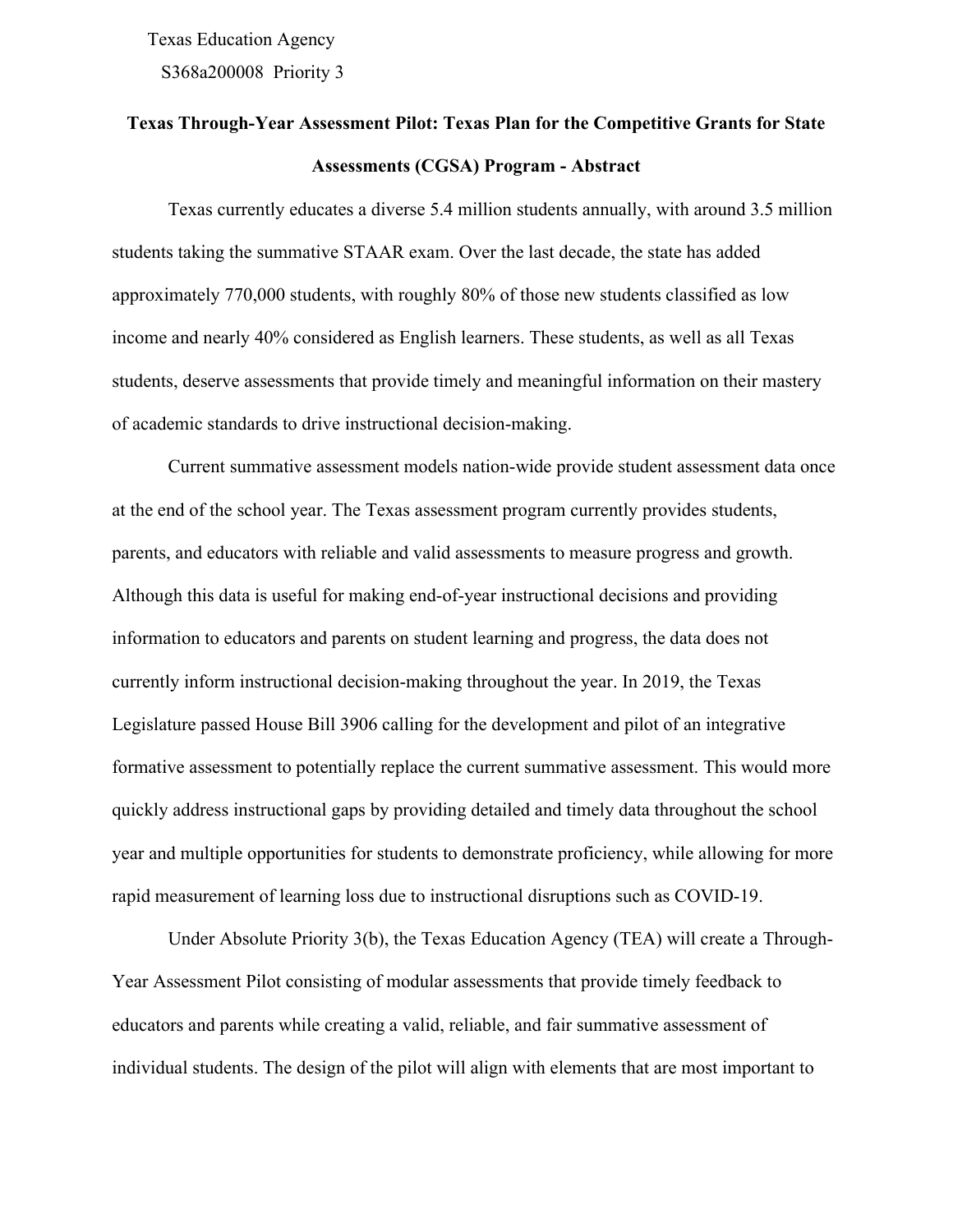Texas Education Agency
S368a200008 Priority 3

# Texas Through-Year Assessment Pilot: Texas Plan for the Competitive Grants for State Assessments (CGSA) Program - Abstract

Texas currently educates a diverse 5.4 million students annually, with around 3.5 million students taking the summative STAAR exam. Over the last decade, the state has added approximately 770,000 students, with roughly 80% of those new students classified as low income and nearly 40% considered as English learners. These students, as well as all Texas students, deserve assessments that provide timely and meaningful information on their mastery of academic standards to drive instructional decision-making.

Current summative assessment models nation-wide provide student assessment data once at the end of the school year. The Texas assessment program currently provides students, parents, and educators with reliable and valid assessments to measure progress and growth. Although this data is useful for making end-of-year instructional decisions and providing information to educators and parents on student learning and progress, the data does not currently inform instructional decision-making throughout the year. In 2019, the Texas Legislature passed House Bill 3906 calling for the development and pilot of an integrative formative assessment to potentially replace the current summative assessment. This would more quickly address instructional gaps by providing detailed and timely data throughout the school year and multiple opportunities for students to demonstrate proficiency, while allowing for more rapid measurement of learning loss due to instructional disruptions such as COVID-19.

Under Absolute Priority 3(b), the Texas Education Agency (TEA) will create a Through-Year Assessment Pilot consisting of modular assessments that provide timely feedback to educators and parents while creating a valid, reliable, and fair summative assessment of individual students. The design of the pilot will align with elements that are most important to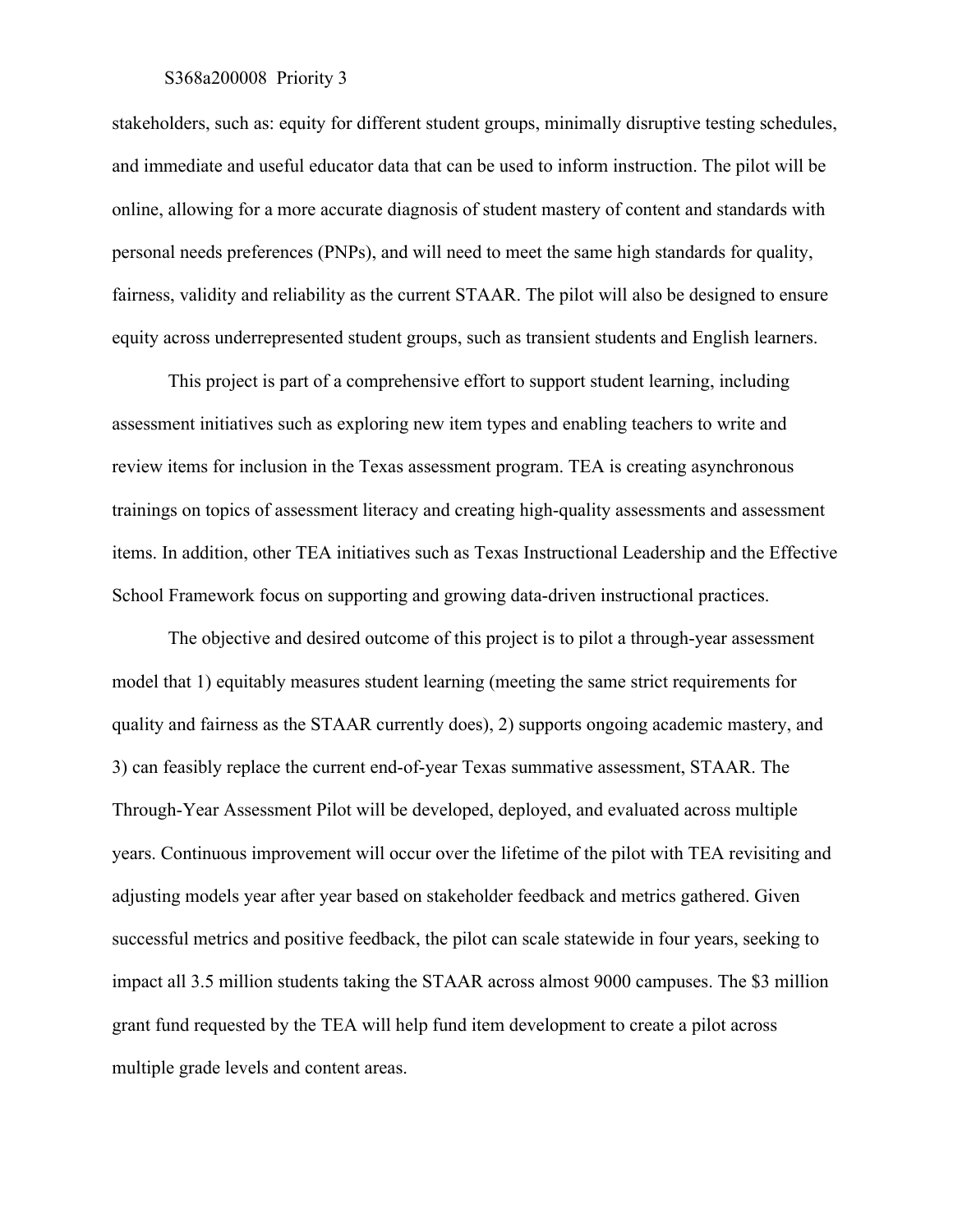stakeholders, such as: equity for different student groups, minimally disruptive testing schedules, and immediate and useful educator data that can be used to inform instruction. The pilot will be online, allowing for a more accurate diagnosis of student mastery of content and standards with personal needs preferences (PNPs), and will need to meet the same high standards for quality, fairness, validity and reliability as the current STAAR. The pilot will also be designed to ensure equity across underrepresented student groups, such as transient students and English learners.

This project is part of a comprehensive effort to support student learning, including assessment initiatives such as exploring new item types and enabling teachers to write and review items for inclusion in the Texas assessment program. TEA is creating asynchronous trainings on topics of assessment literacy and creating high-quality assessments and assessment items. In addition, other TEA initiatives such as Texas Instructional Leadership and the Effective School Framework focus on supporting and growing data-driven instructional practices.

The objective and desired outcome of this project is to pilot a through-year assessment model that 1) equitably measures student learning (meeting the same strict requirements for quality and fairness as the STAAR currently does), 2) supports ongoing academic mastery, and 3) can feasibly replace the current end-of-year Texas summative assessment, STAAR. The Through-Year Assessment Pilot will be developed, deployed, and evaluated across multiple years. Continuous improvement will occur over the lifetime of the pilot with TEA revisiting and adjusting models year after year based on stakeholder feedback and metrics gathered. Given successful metrics and positive feedback, the pilot can scale statewide in four years, seeking to impact all 3.5 million students taking the STAAR across almost 9000 campuses. The $3 million grant fund requested by the TEA will help fund item development to create a pilot across multiple grade levels and content areas.